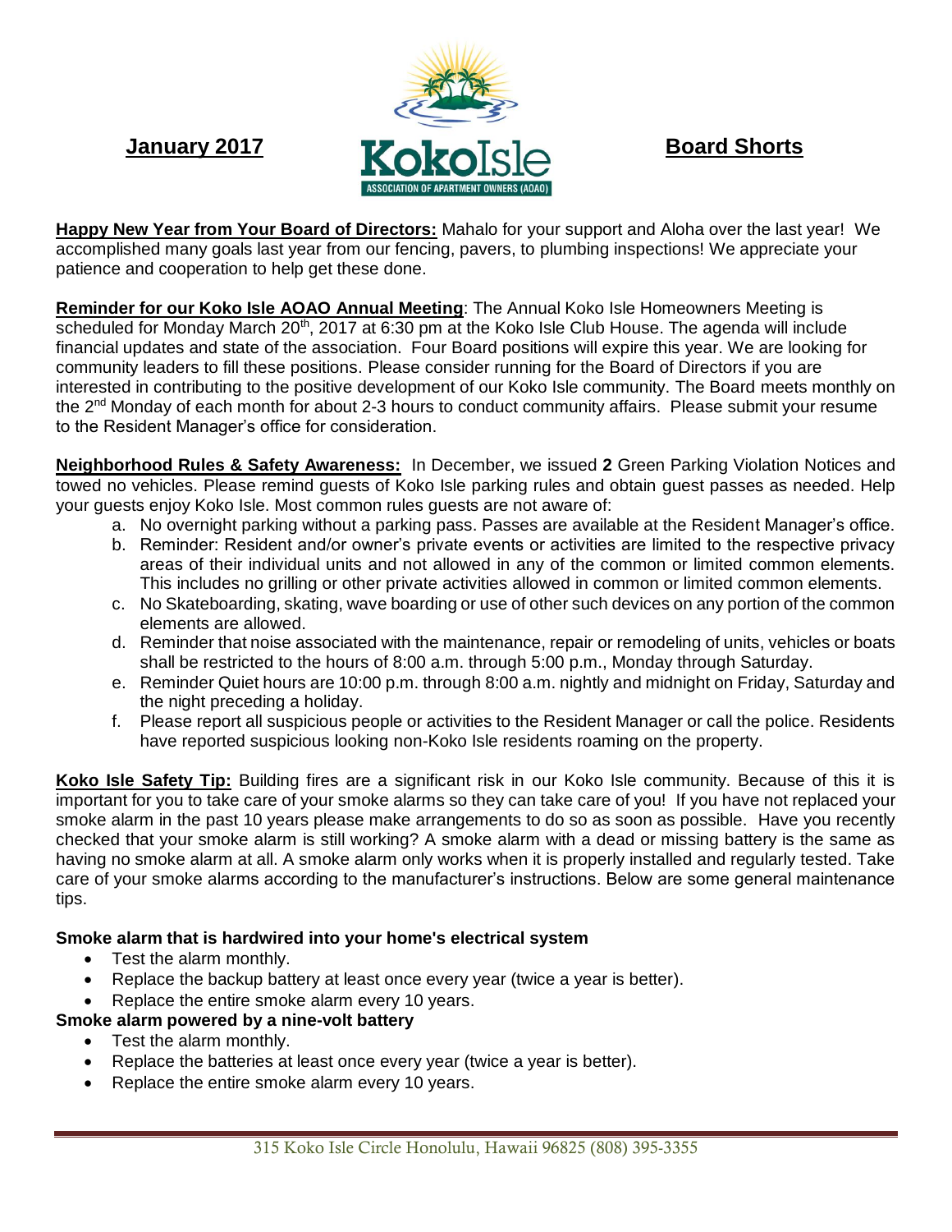**January 2017**

Koko Isle

ASSOCIATION OF APARTMENT OWNERS (AOAO)

**Board Shorts**

**Happy New Year from Your Board of Directors:** Mahalo for your support and Aloha over the last year! We accomplished many goals last year from our fencing, pavers, to plumbing inspections! We appreciate your patience and cooperation to help get these done.

**Reminder for our Koko Isle AOAO Annual Meeting**: The Annual Koko Isle Homeowners Meeting is scheduled for Monday March 20th, 2017 at 6:30 pm at the Koko Isle Club House. The agenda will include financial updates and state of the association. Four Board positions will expire this year. We are looking for community leaders to fill these positions. Please consider running for the Board of Directors if you are interested in contributing to the positive development of our Koko Isle community. The Board meets monthly on the 2nd Monday of each month for about 2-3 hours to conduct community affairs. Please submit your resume to the Resident Manager's office for consideration.

**Neighborhood Rules & Safety Awareness:** In December, we issued **2** Green Parking Violation Notices and towed no vehicles. Please remind guests of Koko Isle parking rules and obtain guest passes as needed. Help your guests enjoy Koko Isle. Most common rules guests are not aware of:

a. No overnight parking without a parking pass. Passes are available at the Resident Manager's office.
b. Reminder: Resident and/or owner's private events or activities are limited to the respective privacy areas of their individual units and not allowed in any of the common or limited common elements. This includes no grilling or other private activities allowed in common or limited common elements.
c. No Skateboarding, skating, wave boarding or use of other such devices on any portion of the common elements are allowed.
d. Reminder that noise associated with the maintenance, repair or remodeling of units, vehicles or boats shall be restricted to the hours of 8:00 a.m. through 5:00 p.m., Monday through Saturday.
e. Reminder Quiet hours are 10:00 p.m. through 8:00 a.m. nightly and midnight on Friday, Saturday and the night preceding a holiday.
f. Please report all suspicious people or activities to the Resident Manager or call the police. Residents have reported suspicious looking non-Koko Isle residents roaming on the property.

**Koko Isle Safety Tip:** Building fires are a significant risk in our Koko Isle community. Because of this it is important for you to take care of your smoke alarms so they can take care of you! If you have not replaced your smoke alarm in the past 10 years please make arrangements to do so as soon as possible. Have you recently checked that your smoke alarm is still working? A smoke alarm with a dead or missing battery is the same as having no smoke alarm at all. A smoke alarm only works when it is properly installed and regularly tested. Take care of your smoke alarms according to the manufacturer's instructions. Below are some general maintenance tips.

**Smoke alarm that is hardwired into your home's electrical system**

- Test the alarm monthly.
- Replace the backup battery at least once every year (twice a year is better).
- Replace the entire smoke alarm every 10 years.

**Smoke alarm powered by a nine-volt battery**

- Test the alarm monthly.
- Replace the batteries at least once every year (twice a year is better).
- Replace the entire smoke alarm every 10 years.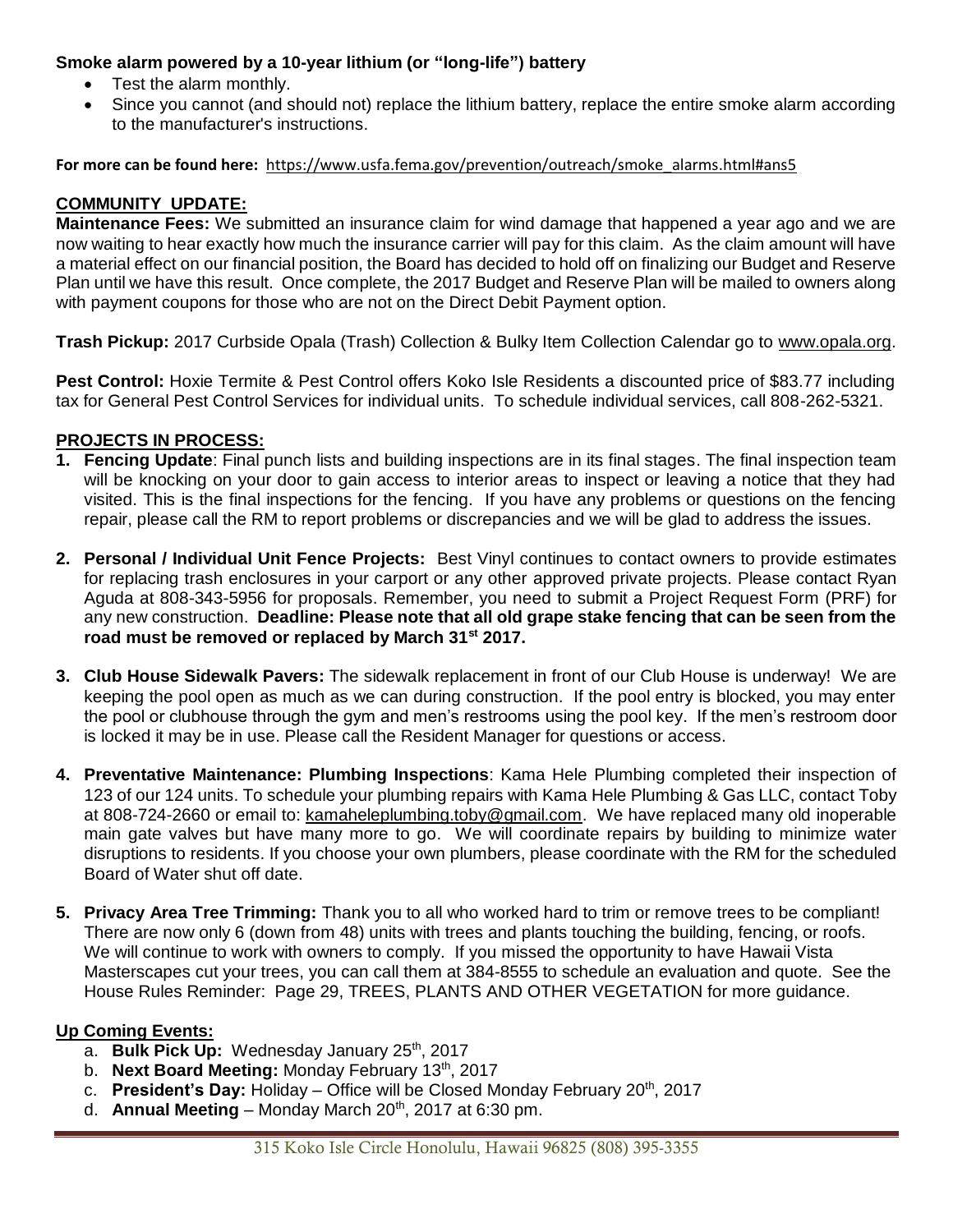**Smoke alarm powered by a 10-year lithium (or "long-life") battery**

- Test the alarm monthly.
- Since you cannot (and should not) replace the lithium battery, replace the entire smoke alarm according to the manufacturer's instructions.

**For more can be found here:** https://www.usfa.fema.gov/prevention/outreach/smoke_alarms.html#ans5

## COMMUNITY UPDATE:

**Maintenance Fees:** We submitted an insurance claim for wind damage that happened a year ago and we are now waiting to hear exactly how much the insurance carrier will pay for this claim. As the claim amount will have a material effect on our financial position, the Board has decided to hold off on finalizing our Budget and Reserve Plan until we have this result. Once complete, the 2017 Budget and Reserve Plan will be mailed to owners along with payment coupons for those who are not on the Direct Debit Payment option.

**Trash Pickup:** 2017 Curbside Opala (Trash) Collection & Bulky Item Collection Calendar go to www.opala.org.

**Pest Control:** Hoxie Termite & Pest Control offers Koko Isle Residents a discounted price of $83.77 including tax for General Pest Control Services for individual units. To schedule individual services, call 808-262-5321.

## PROJECTS IN PROCESS:

1. **Fencing Update**: Final punch lists and building inspections are in its final stages. The final inspection team will be knocking on your door to gain access to interior areas to inspect or leaving a notice that they had visited. This is the final inspections for the fencing. If you have any problems or questions on the fencing repair, please call the RM to report problems or discrepancies and we will be glad to address the issues.

2. **Personal / Individual Unit Fence Projects:** Best Vinyl continues to contact owners to provide estimates for replacing trash enclosures in your carport or any other approved private projects. Please contact Ryan Aguda at 808-343-5956 for proposals. Remember, you need to submit a Project Request Form (PRF) for any new construction. **Deadline: Please note that all old grape stake fencing that can be seen from the road must be removed or replaced by March 31st 2017.**

3. **Club House Sidewalk Pavers:** The sidewalk replacement in front of our Club House is underway! We are keeping the pool open as much as we can during construction. If the pool entry is blocked, you may enter the pool or clubhouse through the gym and men's restrooms using the pool key. If the men's restroom door is locked it may be in use. Please call the Resident Manager for questions or access.

4. **Preventative Maintenance: Plumbing Inspections**: Kama Hele Plumbing completed their inspection of 123 of our 124 units. To schedule your plumbing repairs with Kama Hele Plumbing & Gas LLC, contact Toby at 808-724-2660 or email to: kamaheleplumbing.toby@gmail.com. We have replaced many old inoperable main gate valves but have many more to go. We will coordinate repairs by building to minimize water disruptions to residents. If you choose your own plumbers, please coordinate with the RM for the scheduled Board of Water shut off date.

5. **Privacy Area Tree Trimming:** Thank you to all who worked hard to trim or remove trees to be compliant! There are now only 6 (down from 48) units with trees and plants touching the building, fencing, or roofs. We will continue to work with owners to comply. If you missed the opportunity to have Hawaii Vista Masterscapes cut your trees, you can call them at 384-8555 to schedule an evaluation and quote. See the House Rules Reminder: Page 29, TREES, PLANTS AND OTHER VEGETATION for more guidance.

## Up Coming Events:

a. **Bulk Pick Up:** Wednesday January 25th, 2017
b. **Next Board Meeting:** Monday February 13th, 2017
c. **President's Day:** Holiday – Office will be Closed Monday February 20th, 2017
d. **Annual Meeting** – Monday March 20th, 2017 at 6:30 pm.

315 Koko Isle Circle Honolulu, Hawaii 96825 (808) 395-3355